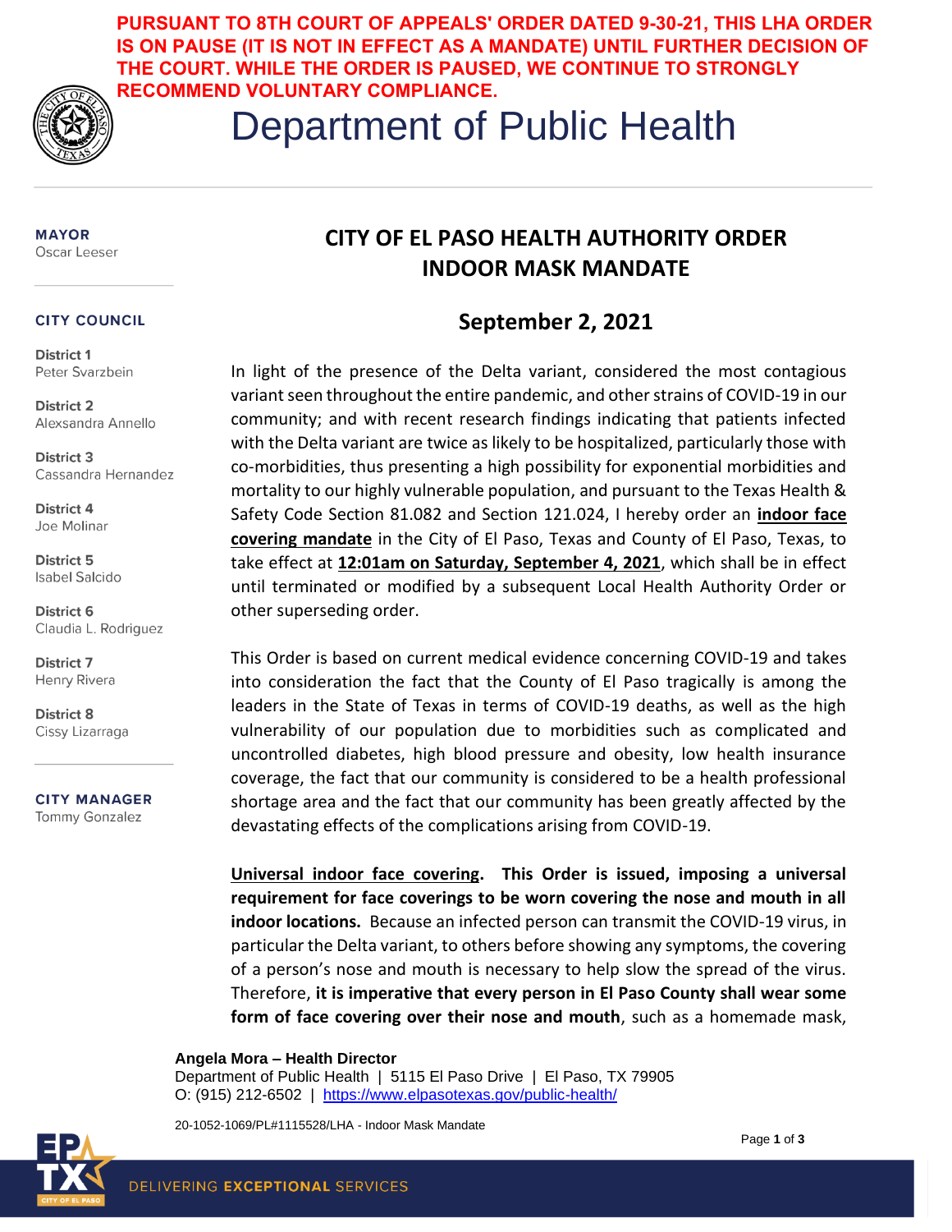**PURSUANT TO 8TH COURT OF APPEALS' ORDER DATED 9-30-21, THIS LHA ORDER IS ON PAUSE (IT IS NOT IN EFFECT AS A MANDATE) UNTIL FURTHER DECISION OF THE COURT. WHILE THE ORDER IS PAUSED, WE CONTINUE TO STRONGLY RECOMMEND VOLUNTARY COMPLIANCE.**

# Department of Public Health

**MAYOR**
Oscar Leeser

**CITY COUNCIL**

**District 1**
Peter Svarzbein

**District 2**
Alexsandra Annello

**District 3**
Cassandra Hernandez

**District 4**
Joe Molinar

**District 5**
Isabel Salcido

**District 6**
Claudia L. Rodriguez

**District 7**
Henry Rivera

**District 8**
Cissy Lizarraga

**CITY MANAGER**
Tommy Gonzalez

## CITY OF EL PASO HEALTH AUTHORITY ORDER INDOOR MASK MANDATE

### September 2, 2021

In light of the presence of the Delta variant, considered the most contagious variant seen throughout the entire pandemic, and other strains of COVID-19 in our community; and with recent research findings indicating that patients infected with the Delta variant are twice as likely to be hospitalized, particularly those with co-morbidities, thus presenting a high possibility for exponential morbidities and mortality to our highly vulnerable population, and pursuant to the Texas Health & Safety Code Section 81.082 and Section 121.024, I hereby order an **indoor face covering mandate** in the City of El Paso, Texas and County of El Paso, Texas, to take effect at **12:01am on Saturday, September 4, 2021**, which shall be in effect until terminated or modified by a subsequent Local Health Authority Order or other superseding order.

This Order is based on current medical evidence concerning COVID-19 and takes into consideration the fact that the County of El Paso tragically is among the leaders in the State of Texas in terms of COVID-19 deaths, as well as the high vulnerability of our population due to morbidities such as complicated and uncontrolled diabetes, high blood pressure and obesity, low health insurance coverage, the fact that our community is considered to be a health professional shortage area and the fact that our community has been greatly affected by the devastating effects of the complications arising from COVID-19.

**Universal indoor face covering. This Order is issued, imposing a universal requirement for face coverings to be worn covering the nose and mouth in all indoor locations.** Because an infected person can transmit the COVID-19 virus, in particular the Delta variant, to others before showing any symptoms, the covering of a person's nose and mouth is necessary to help slow the spread of the virus. Therefore, **it is imperative that every person in El Paso County shall wear some form of face covering over their nose and mouth**, such as a homemade mask,

**Angela Mora – Health Director**
Department of Public Health | 5115 El Paso Drive | El Paso, TX 79905
O: (915) 212-6502 | https://www.elpasotexas.gov/public-health/

20-1052-1069/PL#1115528/LHA - Indoor Mask Mandate

DELIVERING EXCEPTIONAL SERVICES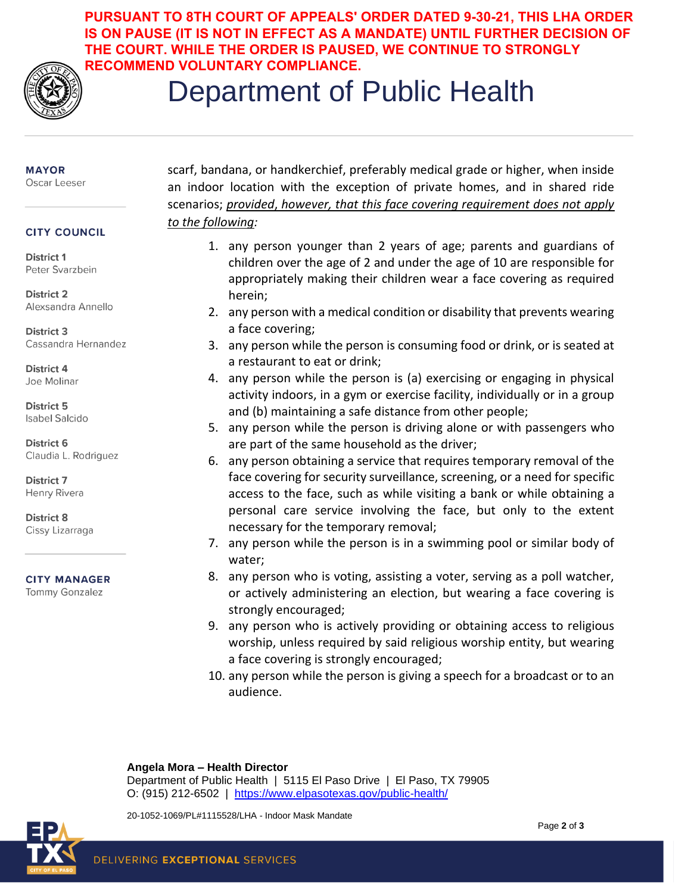**PURSUANT TO 8TH COURT OF APPEALS' ORDER DATED 9-30-21, THIS LHA ORDER IS ON PAUSE (IT IS NOT IN EFFECT AS A MANDATE) UNTIL FURTHER DECISION OF THE COURT. WHILE THE ORDER IS PAUSED, WE CONTINUE TO STRONGLY RECOMMEND VOLUNTARY COMPLIANCE.**

# Department of Public Health

**MAYOR**
Oscar Leeser

**CITY COUNCIL**

**District 1**
Peter Svarzbein

**District 2**
Alexsandra Annello

**District 3**
Cassandra Hernandez

**District 4**
Joe Molinar

**District 5**
Isabel Salcido

**District 6**
Claudia L. Rodriguez

**District 7**
Henry Rivera

**District 8**
Cissy Lizarraga

**CITY MANAGER**
Tommy Gonzalez

scarf, bandana, or handkerchief, preferably medical grade or higher, when inside an indoor location with the exception of private homes, and in shared ride scenarios; *provided, however, that this face covering requirement does not apply to the following*:

1. any person younger than 2 years of age; parents and guardians of children over the age of 2 and under the age of 10 are responsible for appropriately making their children wear a face covering as required herein;
2. any person with a medical condition or disability that prevents wearing a face covering;
3. any person while the person is consuming food or drink, or is seated at a restaurant to eat or drink;
4. any person while the person is (a) exercising or engaging in physical activity indoors, in a gym or exercise facility, individually or in a group and (b) maintaining a safe distance from other people;
5. any person while the person is driving alone or with passengers who are part of the same household as the driver;
6. any person obtaining a service that requires temporary removal of the face covering for security surveillance, screening, or a need for specific access to the face, such as while visiting a bank or while obtaining a personal care service involving the face, but only to the extent necessary for the temporary removal;
7. any person while the person is in a swimming pool or similar body of water;
8. any person who is voting, assisting a voter, serving as a poll watcher, or actively administering an election, but wearing a face covering is strongly encouraged;
9. any person who is actively providing or obtaining access to religious worship, unless required by said religious worship entity, but wearing a face covering is strongly encouraged;
10. any person while the person is giving a speech for a broadcast or to an audience.

**Angela Mora – Health Director**
Department of Public Health | 5115 El Paso Drive | El Paso, TX 79905
O: (915) 212-6502 | https://www.elpasotexas.gov/public-health/

20-1052-1069/PL#1115528/LHA - Indoor Mask Mandate

DELIVERING **EXCEPTIONAL** SERVICES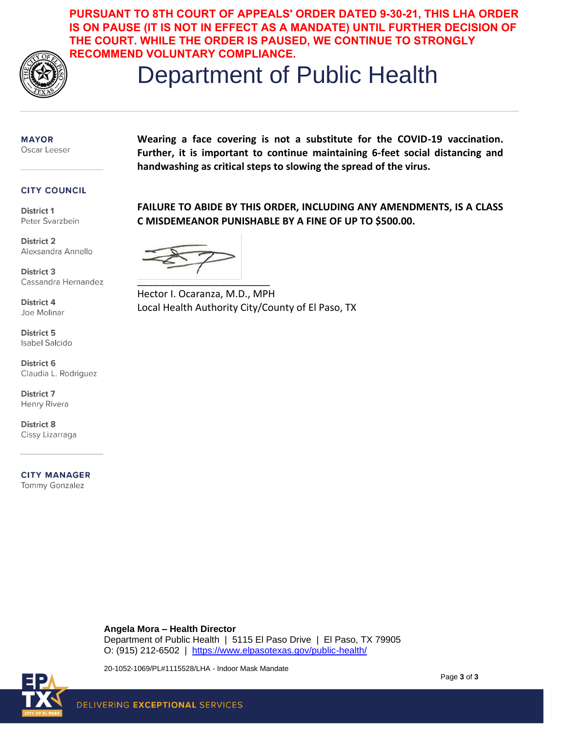**PURSUANT TO 8TH COURT OF APPEALS' ORDER DATED 9-30-21, THIS LHA ORDER IS ON PAUSE (IT IS NOT IN EFFECT AS A MANDATE) UNTIL FURTHER DECISION OF THE COURT. WHILE THE ORDER IS PAUSED, WE CONTINUE TO STRONGLY RECOMMEND VOLUNTARY COMPLIANCE.**

# Department of Public Health

**MAYOR**
Oscar Leeser

**CITY COUNCIL**

**District 1**
Peter Svarzbein

**District 2**
Alexsandra Annello

**District 3**
Cassandra Hernandez

**District 4**
Joe Molinar

**District 5**
Isabel Salcido

**District 6**
Claudia L. Rodriguez

**District 7**
Henry Rivera

**District 8**
Cissy Lizarraga

**CITY MANAGER**
Tommy Gonzalez

**Wearing a face covering is not a substitute for the COVID-19 vaccination. Further, it is important to continue maintaining 6-feet social distancing and handwashing as critical steps to slowing the spread of the virus.**

**FAILURE TO ABIDE BY THIS ORDER, INCLUDING ANY AMENDMENTS, IS A CLASS C MISDEMEANOR PUNISHABLE BY A FINE OF UP TO $500.00.**

\_\_\_\_\_\_\_\_\_\_\_\_\_\_\_\_\_\_\_\_\_\_\_\_\_\_
Hector I. Ocaranza, M.D., MPH
Local Health Authority City/County of El Paso, TX

**Angela Mora – Health Director**
Department of Public Health | 5115 El Paso Drive | El Paso, TX 79905
O: (915) 212-6502 | https://www.elpasotexas.gov/public-health/

20-1052-1069/PL#1115528/LHA - Indoor Mask Mandate

DELIVERING **EXCEPTIONAL** SERVICES